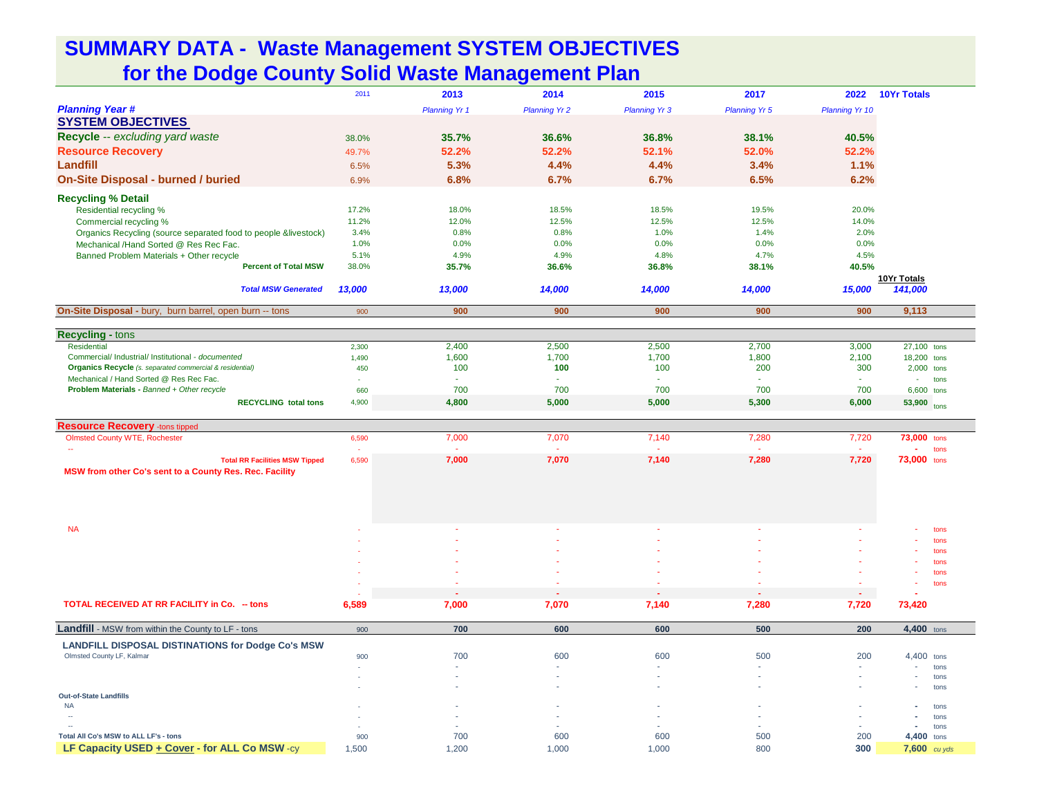# SUMMARY DATA - Waste Management SYSTEM OBJECTIVES for the Dodge County Solid Waste Management Plan

| | 2011 | 2013 | 2014 | 2015 | 2017 | 2022 | 10Yr Totals | |
|---|---|---|---|---|---|---|---|---|
| ***Planning Year #*** | | *Planning Yr 1* | *Planning Yr 2* | *Planning Yr 3* | *Planning Yr 5* | *Planning Yr 10* | | |
| **SYSTEM OBJECTIVES** | | | | | | | | |
| **Recycle** -- *excluding yard waste* | 38.0% | **35.7%** | **36.6%** | **36.8%** | **38.1%** | **40.5%** | | |
| **Resource Recovery** | 49.7% | **52.2%** | **52.2%** | **52.1%** | **52.0%** | **52.2%** | | |
| **Landfill** | 6.5% | **5.3%** | **4.4%** | **4.4%** | **3.4%** | **1.1%** | | |
| **On-Site Disposal - burned / buried** | 6.9% | **6.8%** | **6.7%** | **6.7%** | **6.5%** | **6.2%** | | |
| **Recycling % Detail** | | | | | | | | |
| Residential recycling % | 17.2% | 18.0% | 18.5% | 18.5% | 19.5% | 20.0% | | |
| Commercial recycling % | 11.2% | 12.0% | 12.5% | 12.5% | 12.5% | 14.0% | | |
| Organics Recycling (source separated food to people &livestock) | 3.4% | 0.8% | 0.8% | 1.0% | 1.4% | 2.0% | | |
| Mechanical /Hand Sorted @ Res Rec Fac. | 1.0% | 0.0% | 0.0% | 0.0% | 0.0% | 0.0% | | |
| Banned Problem Materials + Other recycle | 5.1% | 4.9% | 4.9% | 4.8% | 4.7% | 4.5% | | |
| **Percent of Total MSW** | 38.0% | **35.7%** | **36.6%** | **36.8%** | **38.1%** | **40.5%** | **10Yr Totals** | |
| ***Total MSW Generated*** | ***13,000*** | ***13,000*** | ***14,000*** | ***14,000*** | ***14,000*** | ***15,000*** | ***141,000*** | |
| **On-Site Disposal** - bury, burn barrel, open burn -- tons | 900 | **900** | **900** | **900** | **900** | **900** | **9,113** | |
| **Recycling** - tons | | | | | | | | |
| Residential | 2,300 | 2,400 | 2,500 | 2,500 | 2,700 | 3,000 | 27,100 | tons |
| Commercial/ Industrial/ Institutional - *documented* | 1,490 | 1,600 | 1,700 | 1,700 | 1,800 | 2,100 | 18,200 | tons |
| **Organics Recycle** *(s. separated commercial & residential)* | 450 | 100 | **100** | 100 | 200 | 300 | 2,000 | tons |
| Mechanical / Hand Sorted @ Res Rec Fac. | - | - | - | - | - | - | - | tons |
| **Problem Materials** - *Banned + Other recycle* | 660 | 700 | 700 | 700 | 700 | 700 | 6,600 | tons |
| **RECYCLING total tons** | 4,900 | **4,800** | **5,000** | **5,000** | **5,300** | **6,000** | **53,900** | tons |
| **Resource Recovery** -tons tipped | | | | | | | | |
| Olmsted County WTE, Rochester | 6,590 | 7,000 | 7,070 | 7,140 | 7,280 | 7,720 | **73,000** | tons |
| -- | - | - | - | - | - | - | **-** | tons |
| **Total RR Facilities MSW Tipped** | 6,590 | **7,000** | **7,070** | **7,140** | **7,280** | **7,720** | **73,000** | tons |
| **MSW from other Co's sent to a County Res. Rec. Facility** | | | | | | | | |
| NA | - | - | - | - | - | - | - | tons |
| | - | - | - | - | - | - | - | tons |
| | - | - | - | - | - | - | - | tons |
| | - | - | - | - | - | - | - | tons |
| | - | - | - | - | - | - | - | tons |
| | - | - | - | - | - | - | - | tons |
| | - | - | - | - | - | - | - | |
| **TOTAL RECEIVED AT RR FACILITY in Co. -- tons** | **6,589** | **7,000** | **7,070** | **7,140** | **7,280** | **7,720** | **73,420** | |
| **Landfill** - MSW from within the County to LF - tons | 900 | **700** | **600** | **600** | **500** | **200** | **4,400** | tons |
| **LANDFILL DISPOSAL DISTINATIONS for Dodge Co's MSW** | | | | | | | | |
| Olmsted County LF, Kalmar | 900 | 700 | 600 | 600 | 500 | 200 | 4,400 | tons |
| | - | - | - | - | - | - | - | tons |
| | - | - | - | - | - | - | - | tons |
| | - | - | - | - | - | - | - | tons |
| **Out-of-State Landfills** | | | | | | | | |
| NA | - | - | - | - | - | - | **-** | tons |
| -- | - | - | - | - | - | - | **-** | tons |
| -- | - | - | - | - | - | - | **-** | tons |
| **Total All Co's MSW to ALL LF's - tons** | 900 | 700 | 600 | 600 | 500 | 200 | **4,400** | tons |
| **LF Capacity USED + Cover - for ALL Co MSW** -cy | 1,500 | 1,200 | 1,000 | 1,000 | 800 | **300** | **7,600** | *cu yds* |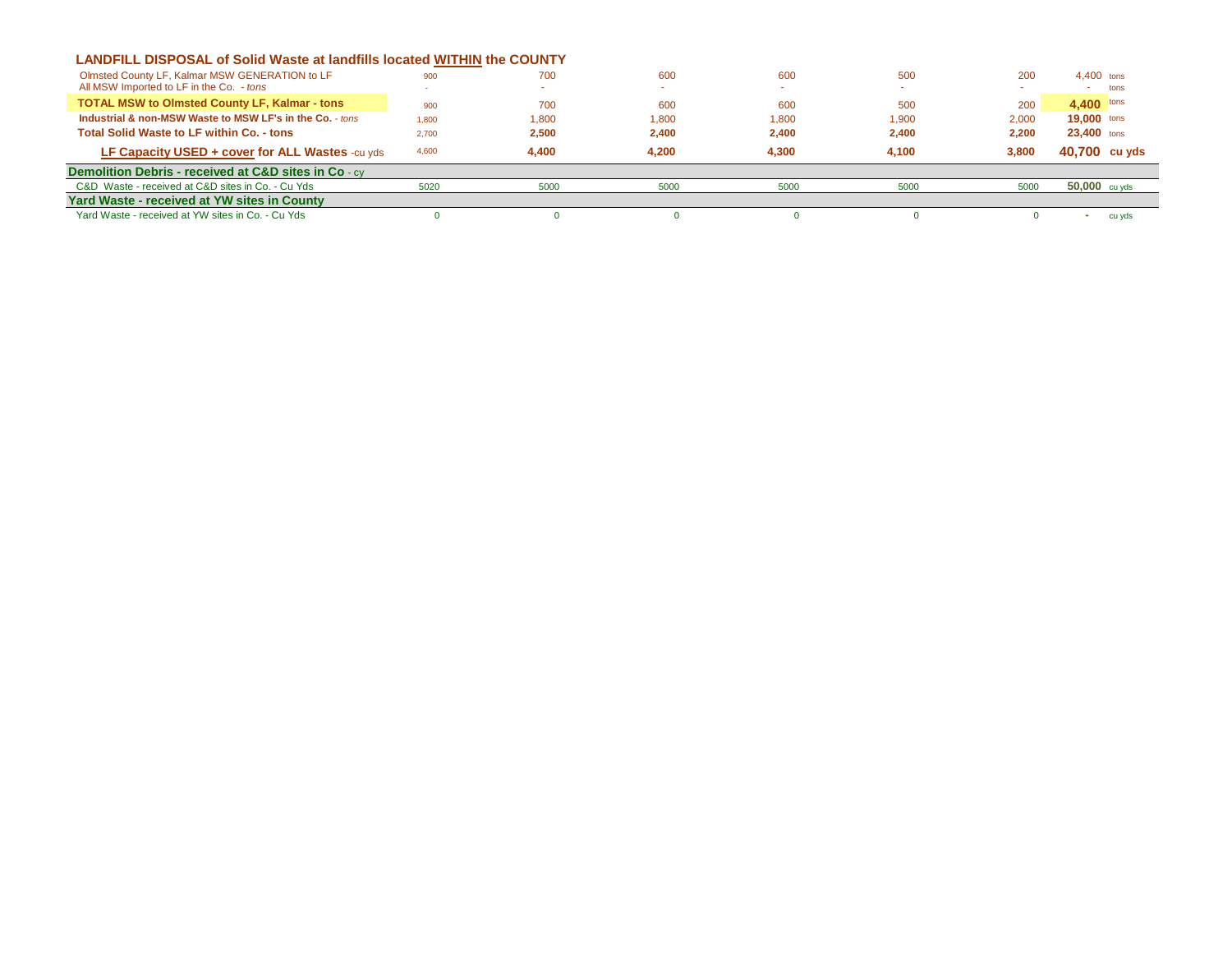| | | | | | | | | |
|---|---|---|---|---|---|---|---|---|
| **LANDFILL DISPOSAL of Solid Waste at landfills located WITHIN the COUNTY** | | | | | | | | |
| Olmsted County LF, Kalmar MSW GENERATION to LF | 900 | 700 | 600 | 600 | 500 | 200 | 4,400 | tons |
| All MSW Imported to LF in the Co. - *tons* | - | - | - | - | - | - | - | tons |
| **TOTAL MSW to Olmsted County LF, Kalmar - tons** | 900 | 700 | 600 | 600 | 500 | 200 | **4,400** | tons |
| **Industrial & non-MSW Waste to MSW LF's in the Co.** - *tons* | 1,800 | 1,800 | 1,800 | 1,800 | 1,900 | 2,000 | **19,000** | tons |
| **Total Solid Waste to LF within Co. - tons** | 2,700 | **2,500** | **2,400** | **2,400** | **2,400** | **2,200** | **23,400** | tons |
| **LF Capacity USED + cover for ALL Wastes** -cu yds | 4,600 | **4,400** | **4,200** | **4,300** | **4,100** | **3,800** | **40,700** | **cu yds** |
| **Demolition Debris - received at C&D sites in Co** - cy | | | | | | | | |
| C&D Waste - received at C&D sites in Co. - Cu Yds | 5020 | 5000 | 5000 | 5000 | 5000 | 5000 | **50,000** | cu yds |
| **Yard Waste - received at YW sites in County** | | | | | | | | |
| Yard Waste - received at YW sites in Co. - Cu Yds | 0 | 0 | 0 | 0 | 0 | 0 | - | cu yds |